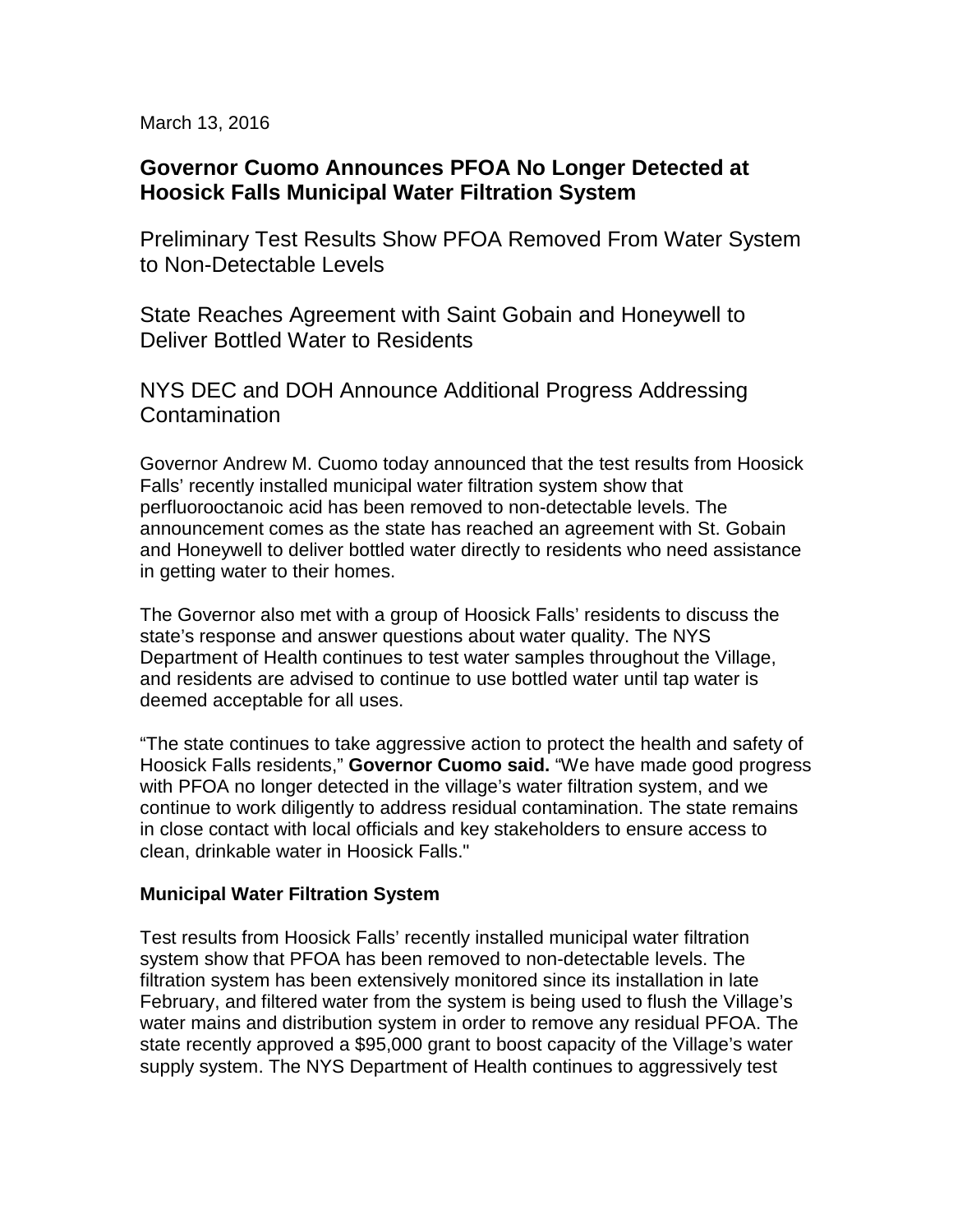March 13, 2016

# Governor Cuomo Announces PFOA No Longer Detected at Hoosick Falls Municipal Water Filtration System

## Preliminary Test Results Show PFOA Removed From Water System to Non-Detectable Levels

## State Reaches Agreement with Saint Gobain and Honeywell to Deliver Bottled Water to Residents

## NYS DEC and DOH Announce Additional Progress Addressing Contamination

Governor Andrew M. Cuomo today announced that the test results from Hoosick Falls' recently installed municipal water filtration system show that perfluorooctanoic acid has been removed to non-detectable levels. The announcement comes as the state has reached an agreement with St. Gobain and Honeywell to deliver bottled water directly to residents who need assistance in getting water to their homes.

The Governor also met with a group of Hoosick Falls' residents to discuss the state's response and answer questions about water quality. The NYS Department of Health continues to test water samples throughout the Village, and residents are advised to continue to use bottled water until tap water is deemed acceptable for all uses.

"The state continues to take aggressive action to protect the health and safety of Hoosick Falls residents," **Governor Cuomo said.** "We have made good progress with PFOA no longer detected in the village's water filtration system, and we continue to work diligently to address residual contamination. The state remains in close contact with local officials and key stakeholders to ensure access to clean, drinkable water in Hoosick Falls."

**Municipal Water Filtration System**

Test results from Hoosick Falls' recently installed municipal water filtration system show that PFOA has been removed to non-detectable levels. The filtration system has been extensively monitored since its installation in late February, and filtered water from the system is being used to flush the Village's water mains and distribution system in order to remove any residual PFOA. The state recently approved a $95,000 grant to boost capacity of the Village's water supply system. The NYS Department of Health continues to aggressively test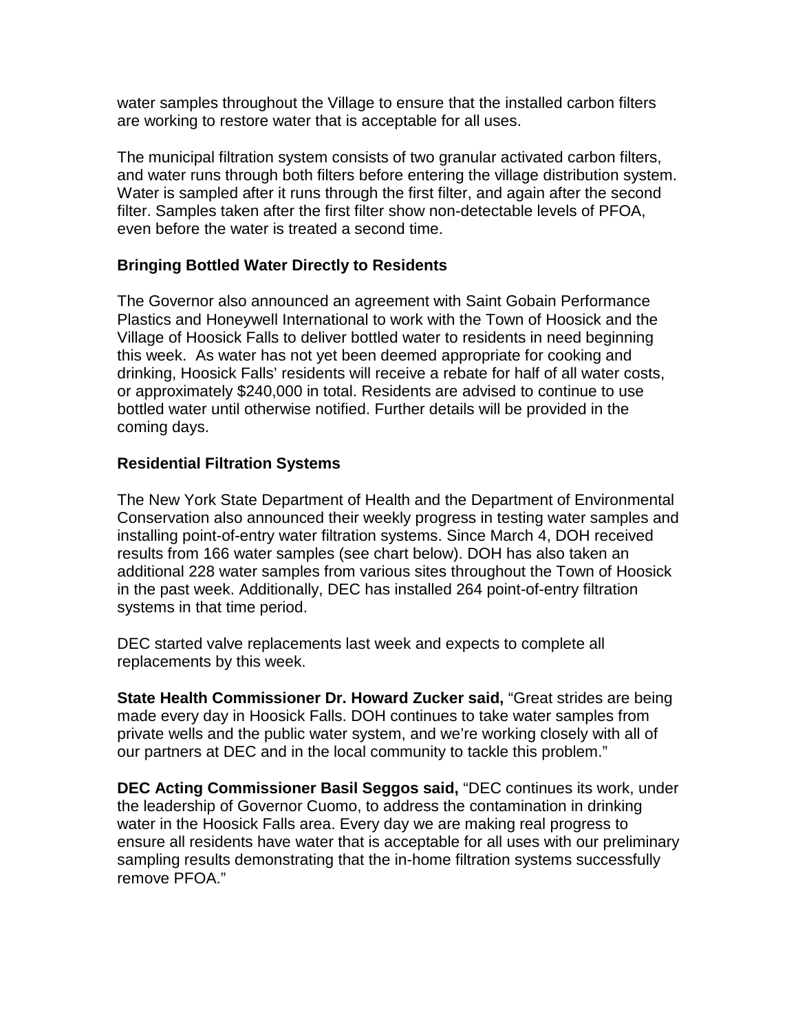water samples throughout the Village to ensure that the installed carbon filters are working to restore water that is acceptable for all uses.

The municipal filtration system consists of two granular activated carbon filters, and water runs through both filters before entering the village distribution system. Water is sampled after it runs through the first filter, and again after the second filter. Samples taken after the first filter show non-detectable levels of PFOA, even before the water is treated a second time.

**Bringing Bottled Water Directly to Residents**

The Governor also announced an agreement with Saint Gobain Performance Plastics and Honeywell International to work with the Town of Hoosick and the Village of Hoosick Falls to deliver bottled water to residents in need beginning this week. As water has not yet been deemed appropriate for cooking and drinking, Hoosick Falls' residents will receive a rebate for half of all water costs, or approximately $240,000 in total. Residents are advised to continue to use bottled water until otherwise notified. Further details will be provided in the coming days.

**Residential Filtration Systems**

The New York State Department of Health and the Department of Environmental Conservation also announced their weekly progress in testing water samples and installing point-of-entry water filtration systems. Since March 4, DOH received results from 166 water samples (see chart below). DOH has also taken an additional 228 water samples from various sites throughout the Town of Hoosick in the past week. Additionally, DEC has installed 264 point-of-entry filtration systems in that time period.

DEC started valve replacements last week and expects to complete all replacements by this week.

**State Health Commissioner Dr. Howard Zucker said,** "Great strides are being made every day in Hoosick Falls. DOH continues to take water samples from private wells and the public water system, and we're working closely with all of our partners at DEC and in the local community to tackle this problem."

**DEC Acting Commissioner Basil Seggos said,** "DEC continues its work, under the leadership of Governor Cuomo, to address the contamination in drinking water in the Hoosick Falls area. Every day we are making real progress to ensure all residents have water that is acceptable for all uses with our preliminary sampling results demonstrating that the in-home filtration systems successfully remove PFOA."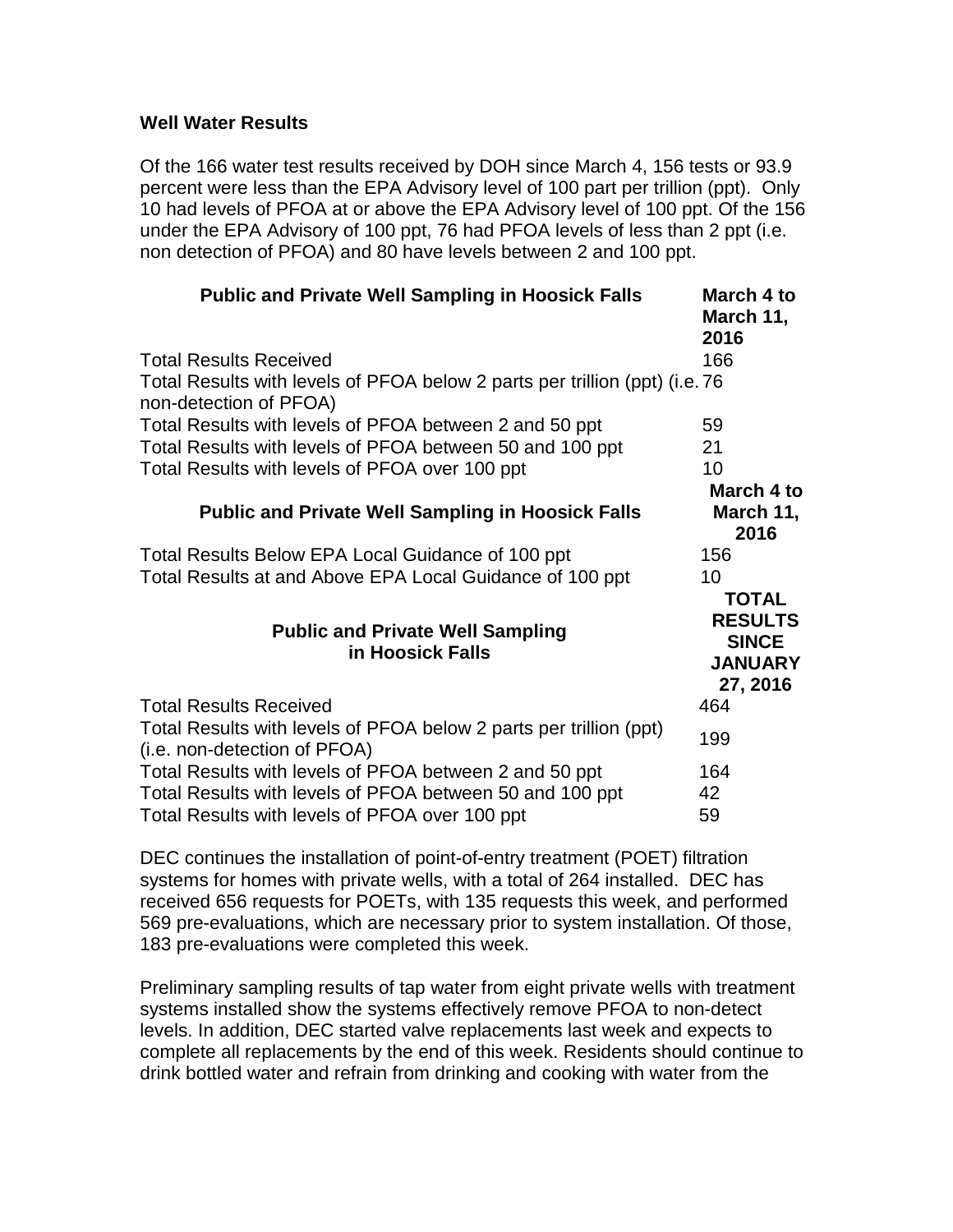**Well Water Results**

Of the 166 water test results received by DOH since March 4, 156 tests or 93.9 percent were less than the EPA Advisory level of 100 part per trillion (ppt). Only 10 had levels of PFOA at or above the EPA Advisory level of 100 ppt. Of the 156 under the EPA Advisory of 100 ppt, 76 had PFOA levels of less than 2 ppt (i.e. non detection of PFOA) and 80 have levels between 2 and 100 ppt.

| Public and Private Well Sampling in Hoosick Falls | March 4 to March 11, 2016 |
|---|---|
| Total Results Received | 166 |
| Total Results with levels of PFOA below 2 parts per trillion (ppt) (i.e. non-detection of PFOA) | 76 |
| Total Results with levels of PFOA between 2 and 50 ppt | 59 |
| Total Results with levels of PFOA between 50 and 100 ppt | 21 |
| Total Results with levels of PFOA over 100 ppt | 10 |

| Public and Private Well Sampling in Hoosick Falls | March 4 to March 11, 2016 |
|---|---|
| Total Results Below EPA Local Guidance of 100 ppt | 156 |
| Total Results at and Above EPA Local Guidance of 100 ppt | 10 |

| Public and Private Well Sampling in Hoosick Falls | TOTAL RESULTS SINCE JANUARY 27, 2016 |
|---|---|
| Total Results Received | 464 |
| Total Results with levels of PFOA below 2 parts per trillion (ppt) (i.e. non-detection of PFOA) | 199 |
| Total Results with levels of PFOA between 2 and 50 ppt | 164 |
| Total Results with levels of PFOA between 50 and 100 ppt | 42 |
| Total Results with levels of PFOA over 100 ppt | 59 |

DEC continues the installation of point-of-entry treatment (POET) filtration systems for homes with private wells, with a total of 264 installed. DEC has received 656 requests for POETs, with 135 requests this week, and performed 569 pre-evaluations, which are necessary prior to system installation. Of those, 183 pre-evaluations were completed this week.

Preliminary sampling results of tap water from eight private wells with treatment systems installed show the systems effectively remove PFOA to non-detect levels. In addition, DEC started valve replacements last week and expects to complete all replacements by the end of this week. Residents should continue to drink bottled water and refrain from drinking and cooking with water from the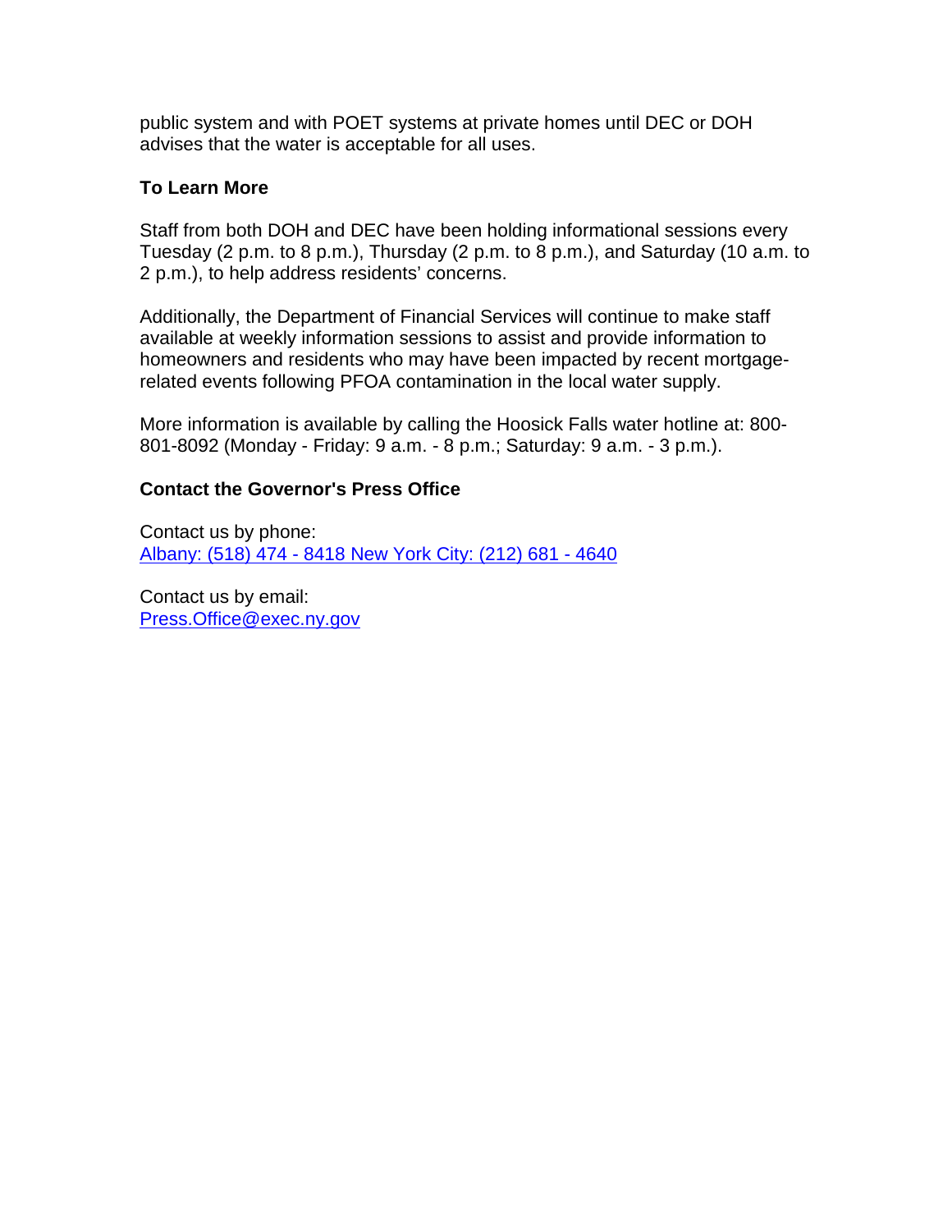public system and with POET systems at private homes until DEC or DOH advises that the water is acceptable for all uses.

**To Learn More**

Staff from both DOH and DEC have been holding informational sessions every Tuesday (2 p.m. to 8 p.m.), Thursday (2 p.m. to 8 p.m.), and Saturday (10 a.m. to 2 p.m.), to help address residents' concerns.

Additionally, the Department of Financial Services will continue to make staff available at weekly information sessions to assist and provide information to homeowners and residents who may have been impacted by recent mortgage-related events following PFOA contamination in the local water supply.

More information is available by calling the Hoosick Falls water hotline at: 800-801-8092 (Monday - Friday: 9 a.m. - 8 p.m.; Saturday: 9 a.m. - 3 p.m.).

**Contact the Governor's Press Office**

Contact us by phone:
Albany: (518) 474 - 8418 New York City: (212) 681 - 4640

Contact us by email:
Press.Office@exec.ny.gov